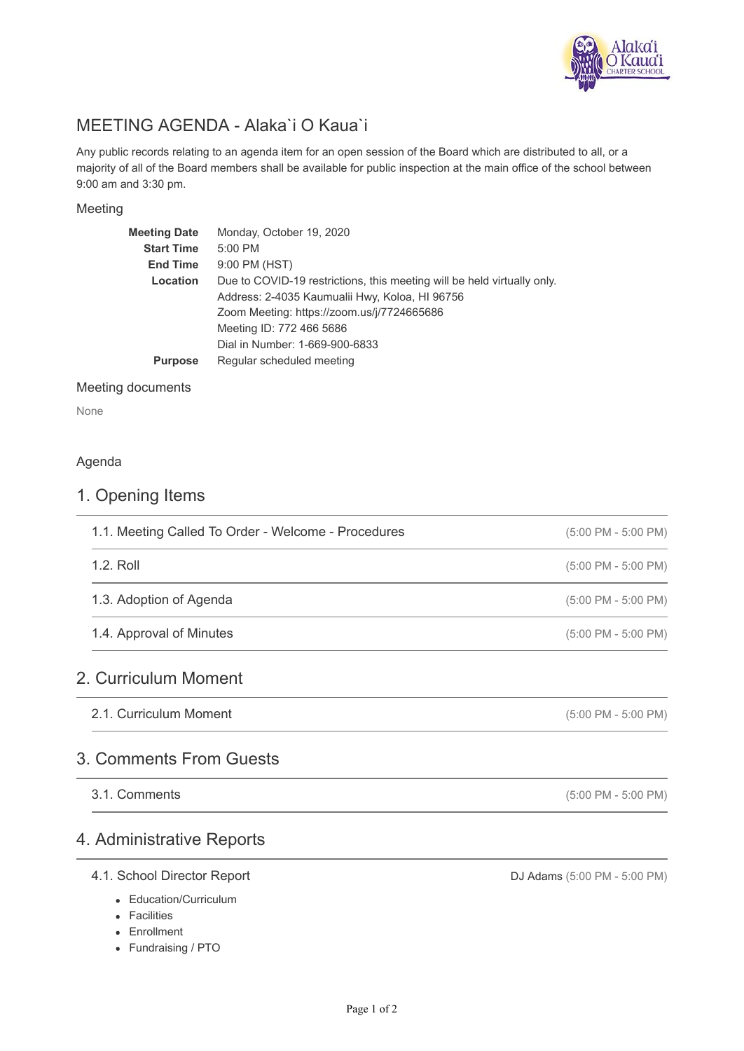# MEETING AGENDA - Alaka`i O Kaua`i

Any public records relating to an agenda item for an open session of the Board which are distributed to all, or a majority of all of the Board members shall be available for public inspection at the main office of the school between 9:00 am and 3:30 pm.

## Meeting

| | |
|---|---|
| **Meeting Date** | Monday, October 19, 2020 |
| **Start Time** | 5:00 PM |
| **End Time** | 9:00 PM (HST) |
| **Location** | Due to COVID-19 restrictions, this meeting will be held virtually only.<br>Address: 2-4035 Kaumualii Hwy, Koloa, HI 96756<br>Zoom Meeting: https://zoom.us/j/7724665686<br>Meeting ID: 772 466 5686<br>Dial in Number: 1-669-900-6833 |
| **Purpose** | Regular scheduled meeting |

## Meeting documents

None

## Agenda

## 1. Opening Items

1.1. Meeting Called To Order - Welcome - Procedures (5:00 PM - 5:00 PM)

1.2. Roll (5:00 PM - 5:00 PM)

1.3. Adoption of Agenda (5:00 PM - 5:00 PM)

1.4. Approval of Minutes (5:00 PM - 5:00 PM)

## 2. Curriculum Moment

2.1. Curriculum Moment (5:00 PM - 5:00 PM)

## 3. Comments From Guests

3.1. Comments (5:00 PM - 5:00 PM)

## 4. Administrative Reports

4.1. School Director Report — DJ Adams (5:00 PM - 5:00 PM)

- Education/Curriculum
- Facilities
- Enrollment
- Fundraising / PTO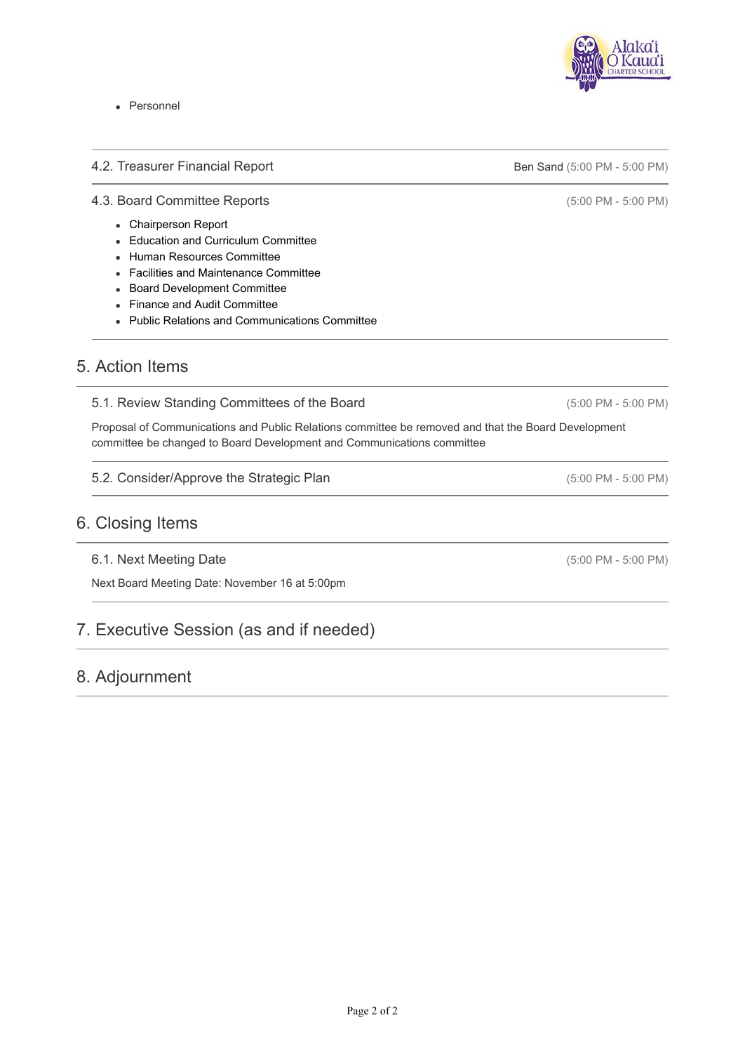- Personnel

### 4.2. Treasurer Financial Report

Ben Sand (5:00 PM - 5:00 PM)

### 4.3. Board Committee Reports

(5:00 PM - 5:00 PM)

- Chairperson Report
- Education and Curriculum Committee
- Human Resources Committee
- Facilities and Maintenance Committee
- Board Development Committee
- Finance and Audit Committee
- Public Relations and Communications Committee

## 5. Action Items

### 5.1. Review Standing Committees of the Board

(5:00 PM - 5:00 PM)

Proposal of Communications and Public Relations committee be removed and that the Board Development committee be changed to Board Development and Communications committee

### 5.2. Consider/Approve the Strategic Plan

(5:00 PM - 5:00 PM)

## 6. Closing Items

### 6.1. Next Meeting Date

(5:00 PM - 5:00 PM)

Next Board Meeting Date: November 16 at 5:00pm

## 7. Executive Session (as and if needed)

## 8. Adjournment